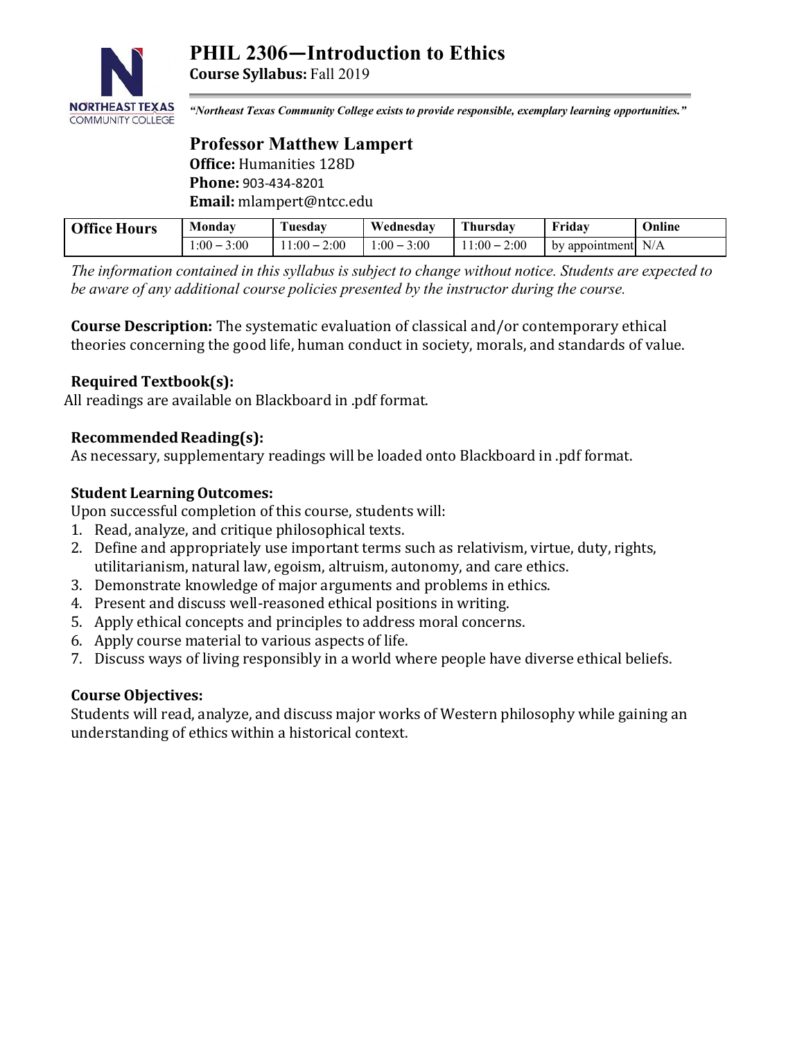# PHIL 2306—Introduction to Ethics

**Course Syllabus:** Fall 2019

*"Northeast Texas Community College exists to provide responsible, exemplary learning opportunities."*

## Professor Matthew Lampert

**Office:** Humanities 128D
**Phone:** 903-434-8201
**Email:** mlampert@ntcc.edu

| Office Hours | Monday | Tuesday | Wednesday | Thursday | Friday | Online |
|---|---|---|---|---|---|---|
| | 1:00 – 3:00 | 11:00 – 2:00 | 1:00 – 3:00 | 11:00 – 2:00 | by appointment | N/A |

*The information contained in this syllabus is subject to change without notice. Students are expected to be aware of any additional course policies presented by the instructor during the course.*

**Course Description:** The systematic evaluation of classical and/or contemporary ethical theories concerning the good life, human conduct in society, morals, and standards of value.

**Required Textbook(s):**
All readings are available on Blackboard in .pdf format.

**Recommended Reading(s):**
As necessary, supplementary readings will be loaded onto Blackboard in .pdf format.

**Student Learning Outcomes:**
Upon successful completion of this course, students will:

1. Read, analyze, and critique philosophical texts.
2. Define and appropriately use important terms such as relativism, virtue, duty, rights, utilitarianism, natural law, egoism, altruism, autonomy, and care ethics.
3. Demonstrate knowledge of major arguments and problems in ethics.
4. Present and discuss well-reasoned ethical positions in writing.
5. Apply ethical concepts and principles to address moral concerns.
6. Apply course material to various aspects of life.
7. Discuss ways of living responsibly in a world where people have diverse ethical beliefs.

**Course Objectives:**
Students will read, analyze, and discuss major works of Western philosophy while gaining an understanding of ethics within a historical context.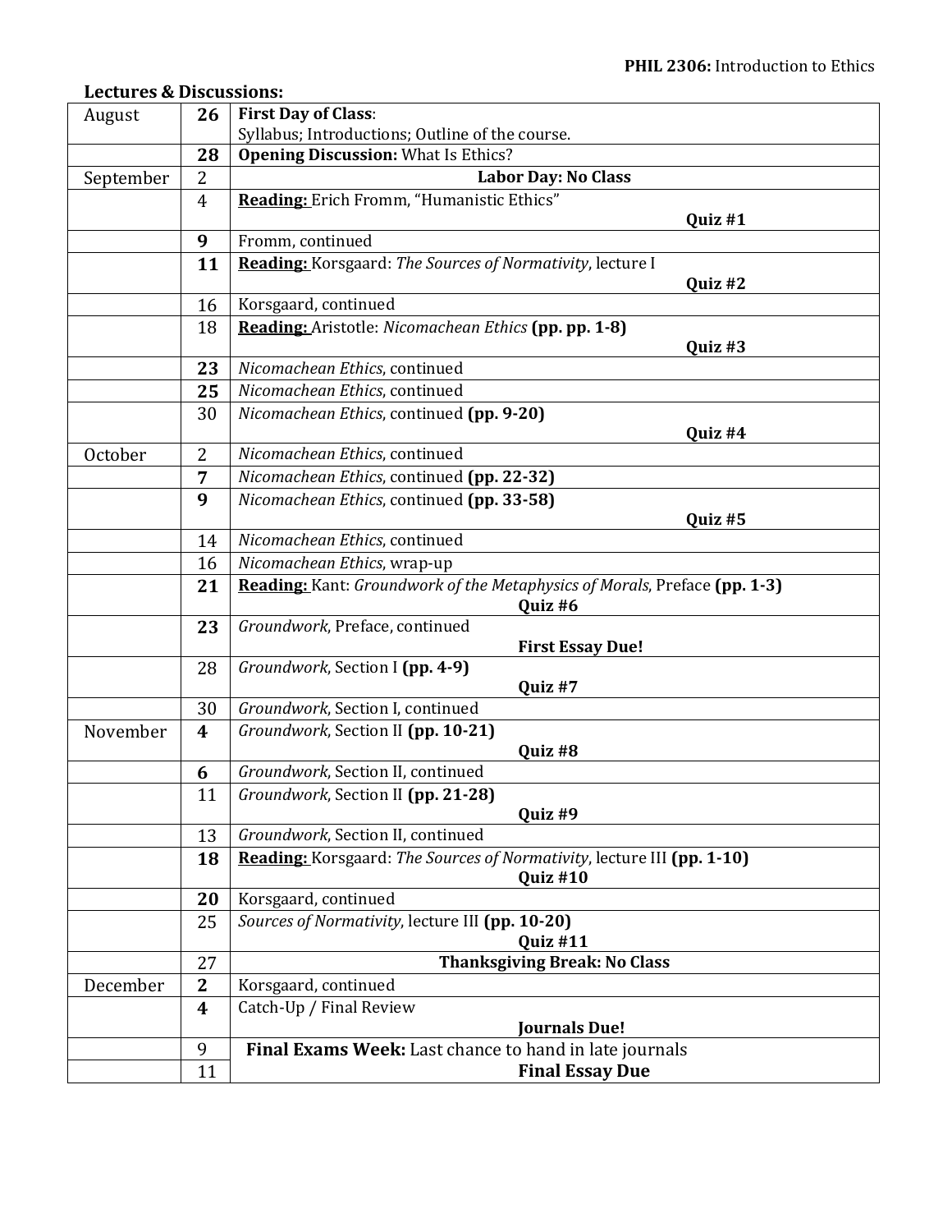**Lectures & Discussions:**

| | | |
|---|---|---|
| August | **26** | **First Day of Class**: Syllabus; Introductions; Outline of the course. |
| | **28** | **Opening Discussion:** What Is Ethics? |
| September | 2 | **Labor Day: No Class** |
| | 4 | **Reading:** Erich Fromm, "Humanistic Ethics" **Quiz #1** |
| | **9** | Fromm, continued |
| | **11** | **Reading:** Korsgaard: *The Sources of Normativity*, lecture I **Quiz #2** |
| | 16 | Korsgaard, continued |
| | 18 | **Reading:** Aristotle: *Nicomachean Ethics* **(pp. pp. 1-8)** **Quiz #3** |
| | **23** | *Nicomachean Ethics*, continued |
| | **25** | *Nicomachean Ethics*, continued |
| | 30 | *Nicomachean Ethics*, continued **(pp. 9-20)** **Quiz #4** |
| October | 2 | *Nicomachean Ethics*, continued |
| | **7** | *Nicomachean Ethics*, continued **(pp. 22-32)** |
| | **9** | *Nicomachean Ethics*, continued **(pp. 33-58)** **Quiz #5** |
| | 14 | *Nicomachean Ethics*, continued |
| | 16 | *Nicomachean Ethics*, wrap-up |
| | **21** | **Reading:** Kant: *Groundwork of the Metaphysics of Morals*, Preface **(pp. 1-3)** **Quiz #6** |
| | **23** | *Groundwork*, Preface, continued **First Essay Due!** |
| | 28 | *Groundwork*, Section I **(pp. 4-9)** **Quiz #7** |
| | 30 | *Groundwork*, Section I, continued |
| November | **4** | *Groundwork*, Section II **(pp. 10-21)** **Quiz #8** |
| | **6** | *Groundwork*, Section II, continued |
| | 11 | *Groundwork*, Section II **(pp. 21-28)** **Quiz #9** |
| | 13 | *Groundwork*, Section II, continued |
| | **18** | **Reading:** Korsgaard: *The Sources of Normativity*, lecture III **(pp. 1-10)** **Quiz #10** |
| | **20** | Korsgaard, continued |
| | 25 | *Sources of Normativity*, lecture III **(pp. 10-20)** **Quiz #11** |
| | 27 | **Thanksgiving Break: No Class** |
| December | **2** | Korsgaard, continued |
| | **4** | Catch-Up / Final Review **Journals Due!** |
| | 9 | **Final Exams Week:** Last chance to hand in late journals |
| | 11 | **Final Essay Due** |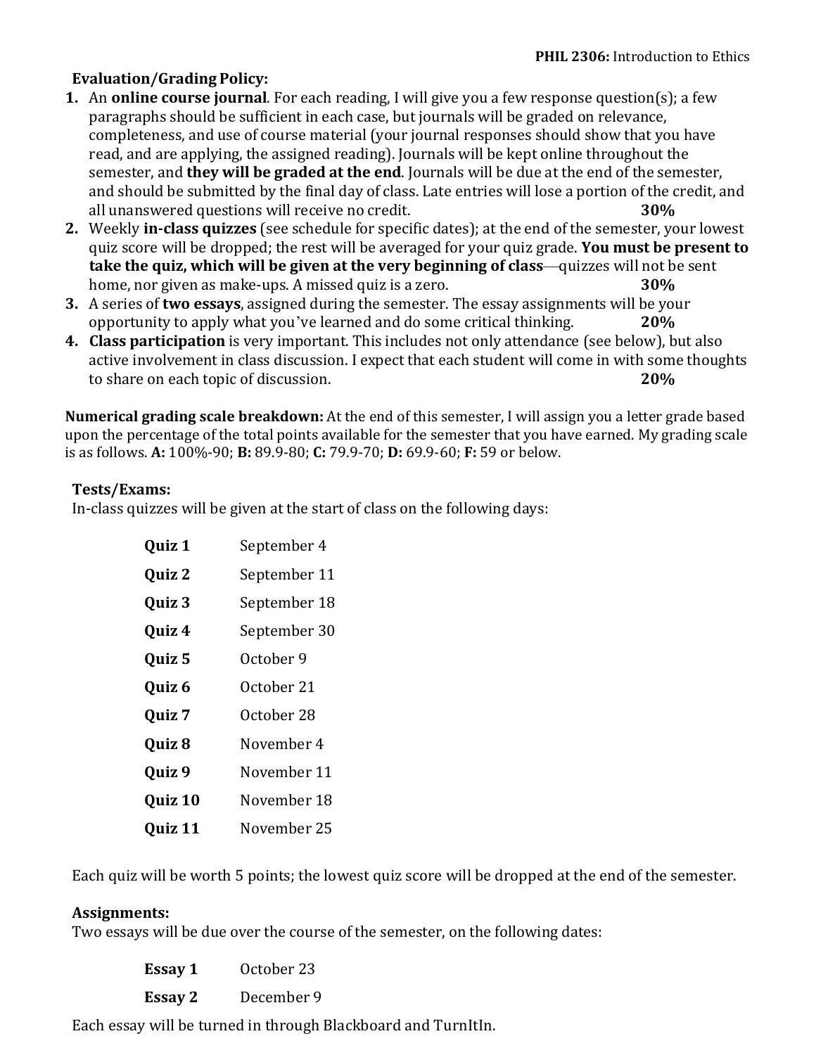**Evaluation/Grading Policy:**

1. An **online course journal**. For each reading, I will give you a few response question(s); a few paragraphs should be sufficient in each case, but journals will be graded on relevance, completeness, and use of course material (your journal responses should show that you have read, and are applying, the assigned reading). Journals will be kept online throughout the semester, and **they will be graded at the end**. Journals will be due at the end of the semester, and should be submitted by the final day of class. Late entries will lose a portion of the credit, and all unanswered questions will receive no credit. **30%**
2. Weekly **in-class quizzes** (see schedule for specific dates); at the end of the semester, your lowest quiz score will be dropped; the rest will be averaged for your quiz grade. **You must be present to take the quiz, which will be given at the very beginning of class**—quizzes will not be sent home, nor given as make-ups. A missed quiz is a zero. **30%**
3. A series of **two essays**, assigned during the semester. The essay assignments will be your opportunity to apply what you've learned and do some critical thinking. **20%**
4. **Class participation** is very important. This includes not only attendance (see below), but also active involvement in class discussion. I expect that each student will come in with some thoughts to share on each topic of discussion. **20%**

**Numerical grading scale breakdown:** At the end of this semester, I will assign you a letter grade based upon the percentage of the total points available for the semester that you have earned. My grading scale is as follows. **A:** 100%-90; **B:** 89.9-80; **C:** 79.9-70; **D:** 69.9-60; **F:** 59 or below.

**Tests/Exams:**

In-class quizzes will be given at the start of class on the following days:

| | |
|---|---|
| **Quiz 1** | September 4 |
| **Quiz 2** | September 11 |
| **Quiz 3** | September 18 |
| **Quiz 4** | September 30 |
| **Quiz 5** | October 9 |
| **Quiz 6** | October 21 |
| **Quiz 7** | October 28 |
| **Quiz 8** | November 4 |
| **Quiz 9** | November 11 |
| **Quiz 10** | November 18 |
| **Quiz 11** | November 25 |

Each quiz will be worth 5 points; the lowest quiz score will be dropped at the end of the semester.

**Assignments:**

Two essays will be due over the course of the semester, on the following dates:

| | |
|---|---|
| **Essay 1** | October 23 |
| **Essay 2** | December 9 |

Each essay will be turned in through Blackboard and TurnItIn.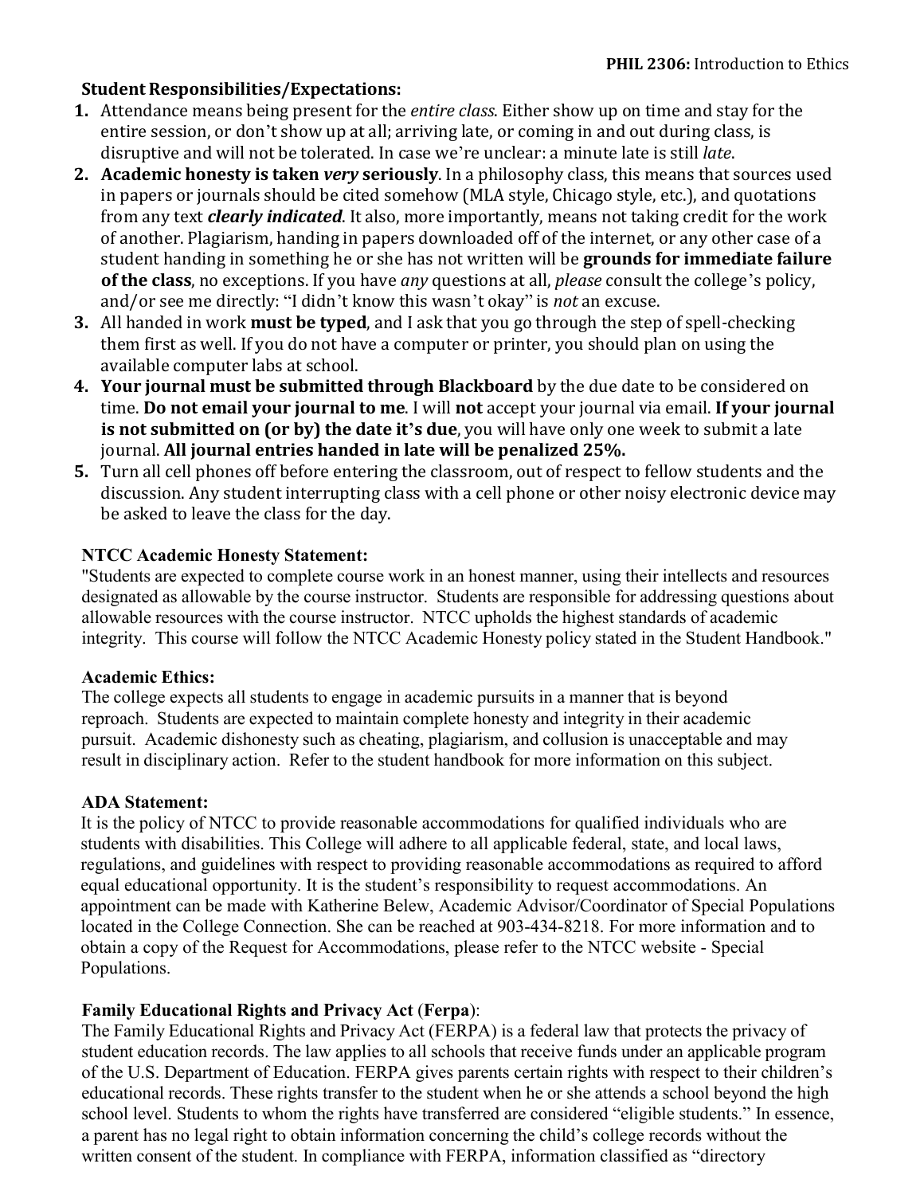**Student Responsibilities/Expectations:**

1. Attendance means being present for the *entire class*. Either show up on time and stay for the entire session, or don't show up at all; arriving late, or coming in and out during class, is disruptive and will not be tolerated. In case we're unclear: a minute late is still *late*.
2. **Academic honesty is taken *very* seriously**. In a philosophy class, this means that sources used in papers or journals should be cited somehow (MLA style, Chicago style, etc.), and quotations from any text ***clearly indicated***. It also, more importantly, means not taking credit for the work of another. Plagiarism, handing in papers downloaded off of the internet, or any other case of a student handing in something he or she has not written will be **grounds for immediate failure of the class**, no exceptions. If you have *any* questions at all, *please* consult the college's policy, and/or see me directly: "I didn't know this wasn't okay" is *not* an excuse.
3. All handed in work **must be typed**, and I ask that you go through the step of spell-checking them first as well. If you do not have a computer or printer, you should plan on using the available computer labs at school.
4. **Your journal must be submitted through Blackboard** by the due date to be considered on time. **Do not email your journal to me**. I will **not** accept your journal via email. **If your journal is not submitted on (or by) the date it's due**, you will have only one week to submit a late journal. **All journal entries handed in late will be penalized 25%.**
5. Turn all cell phones off before entering the classroom, out of respect to fellow students and the discussion. Any student interrupting class with a cell phone or other noisy electronic device may be asked to leave the class for the day.

**NTCC Academic Honesty Statement:**

"Students are expected to complete course work in an honest manner, using their intellects and resources designated as allowable by the course instructor. Students are responsible for addressing questions about allowable resources with the course instructor. NTCC upholds the highest standards of academic integrity. This course will follow the NTCC Academic Honesty policy stated in the Student Handbook."

**Academic Ethics:**

The college expects all students to engage in academic pursuits in a manner that is beyond reproach. Students are expected to maintain complete honesty and integrity in their academic pursuit. Academic dishonesty such as cheating, plagiarism, and collusion is unacceptable and may result in disciplinary action. Refer to the student handbook for more information on this subject.

**ADA Statement:**

It is the policy of NTCC to provide reasonable accommodations for qualified individuals who are students with disabilities. This College will adhere to all applicable federal, state, and local laws, regulations, and guidelines with respect to providing reasonable accommodations as required to afford equal educational opportunity. It is the student's responsibility to request accommodations. An appointment can be made with Katherine Belew, Academic Advisor/Coordinator of Special Populations located in the College Connection. She can be reached at 903-434-8218. For more information and to obtain a copy of the Request for Accommodations, please refer to the NTCC website - Special Populations.

**Family Educational Rights and Privacy Act** (**Ferpa**):

The Family Educational Rights and Privacy Act (FERPA) is a federal law that protects the privacy of student education records. The law applies to all schools that receive funds under an applicable program of the U.S. Department of Education. FERPA gives parents certain rights with respect to their children's educational records. These rights transfer to the student when he or she attends a school beyond the high school level. Students to whom the rights have transferred are considered "eligible students." In essence, a parent has no legal right to obtain information concerning the child's college records without the written consent of the student. In compliance with FERPA, information classified as "directory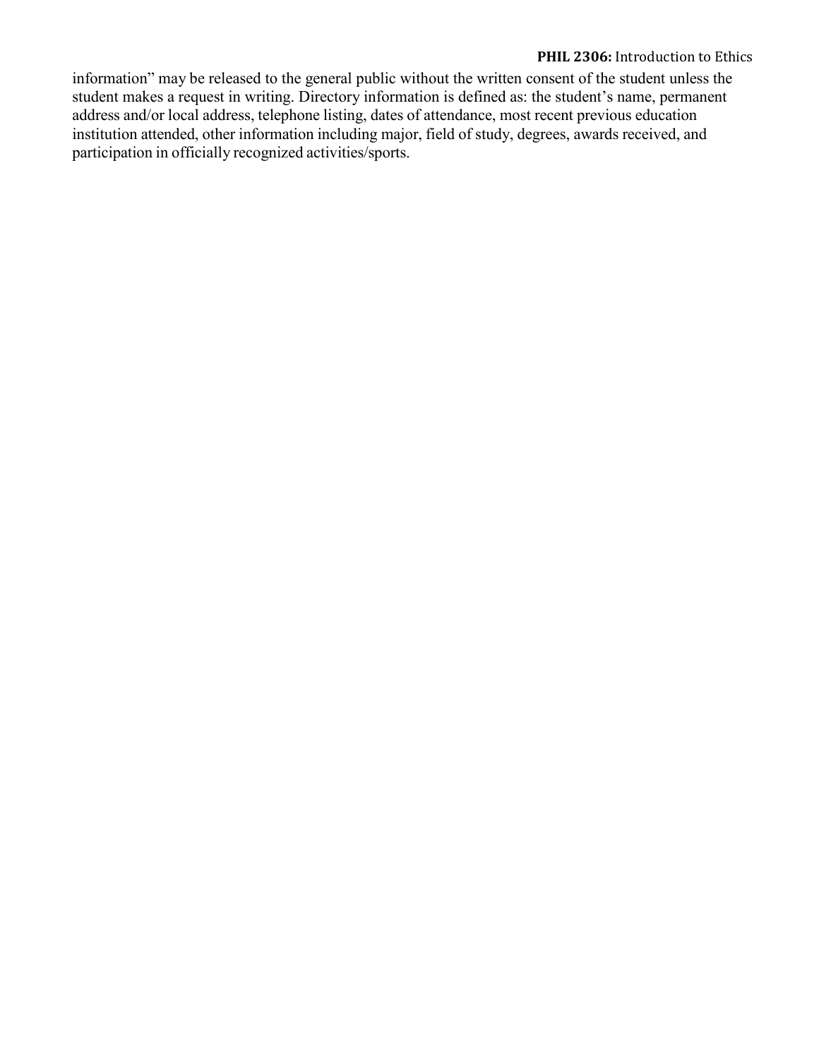information" may be released to the general public without the written consent of the student unless the student makes a request in writing. Directory information is defined as: the student's name, permanent address and/or local address, telephone listing, dates of attendance, most recent previous education institution attended, other information including major, field of study, degrees, awards received, and participation in officially recognized activities/sports.